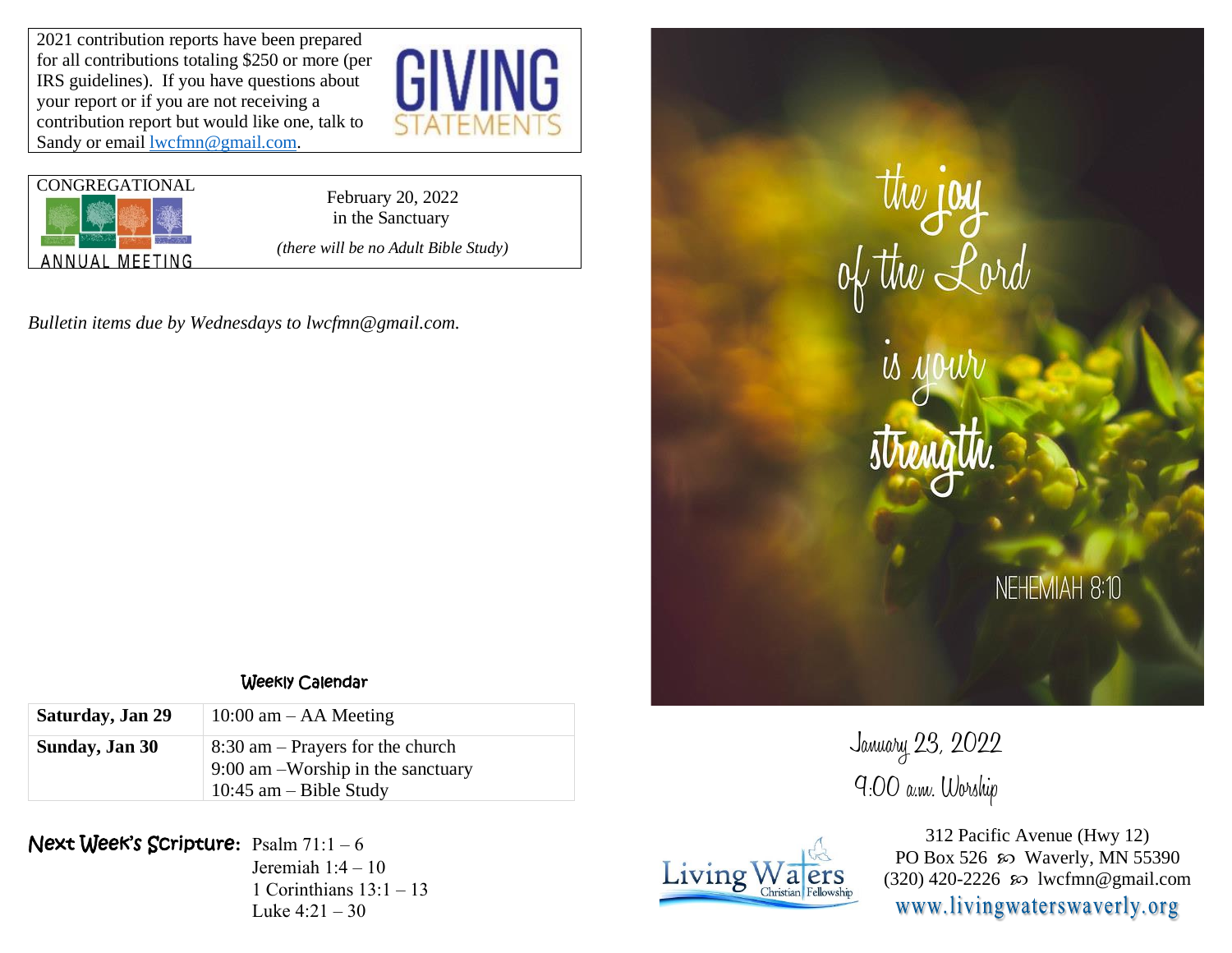2021 contribution reports have been prepared for all contributions totaling $250 or more (per IRS guidelines). If you have questions about your report or if you are not receiving a contribution report but would like one, talk to Sandy or email lwcfmn@gmail.com.

GIVING STATEMENTS

CONGREGATIONAL ANNUAL MEETING

February 20, 2022
in the Sanctuary

*(there will be no Adult Bible Study)*

*Bulletin items due by Wednesdays to lwcfmn@gmail.com.*

## Weekly Calendar

| Saturday, Jan 29 | 10:00 am – AA Meeting |
|---|---|
| **Sunday, Jan 30** | 8:30 am – Prayers for the church<br>9:00 am –Worship in the sanctuary<br>10:45 am – Bible Study |

**Next Week's Scripture:** Psalm 71:1 – 6
Jeremiah 1:4 – 10
1 Corinthians 13:1 – 13
Luke 4:21 – 30

the joy of the Lord is your strength.

NEHEMIAH 8:10

January 23, 2022
9:00 a.m. Worship

Living Waters Christian Fellowship

312 Pacific Avenue (Hwy 12)
PO Box 526 ഗ Waverly, MN 55390
(320) 420-2226 ഗ lwcfmn@gmail.com
www.livingwaterswaverly.org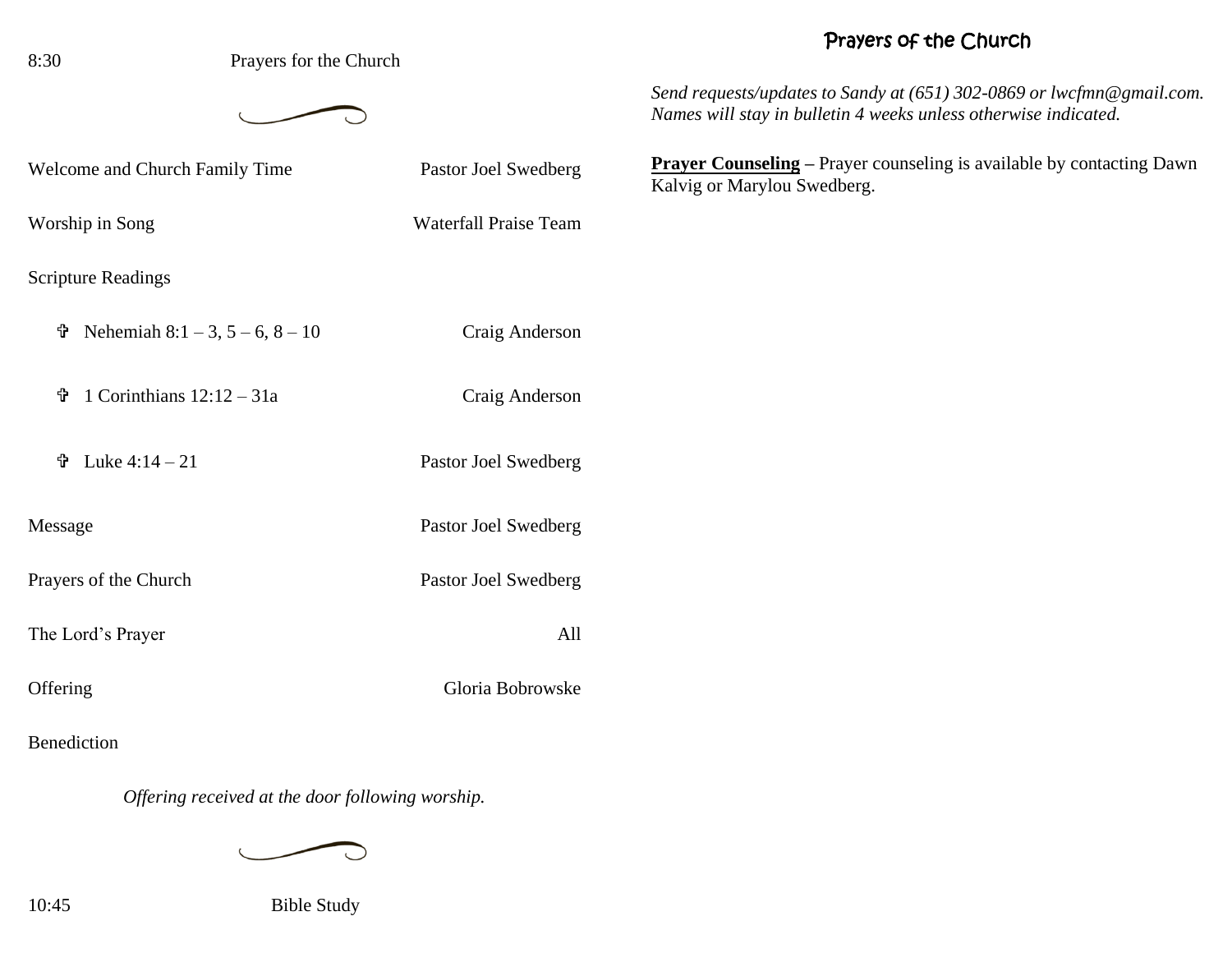8:30 Prayers for the Church

| | |
|---|---|
| Welcome and Church Family Time | Pastor Joel Swedberg |
| Worship in Song | Waterfall Praise Team |
| Scripture Readings | |
| ✞ Nehemiah 8:1 – 3, 5 – 6, 8 – 10 | Craig Anderson |
| ✞ 1 Corinthians 12:12 – 31a | Craig Anderson |
| ✞ Luke 4:14 – 21 | Pastor Joel Swedberg |
| Message | Pastor Joel Swedberg |
| Prayers of the Church | Pastor Joel Swedberg |
| The Lord's Prayer | All |
| Offering | Gloria Bobrowske |
| Benediction | |

*Offering received at the door following worship.*

10:45 Bible Study

## Prayers of the Church

*Send requests/updates to Sandy at (651) 302-0869 or lwcfmn@gmail.com. Names will stay in bulletin 4 weeks unless otherwise indicated.*

**Prayer Counseling** – Prayer counseling is available by contacting Dawn Kalvig or Marylou Swedberg.